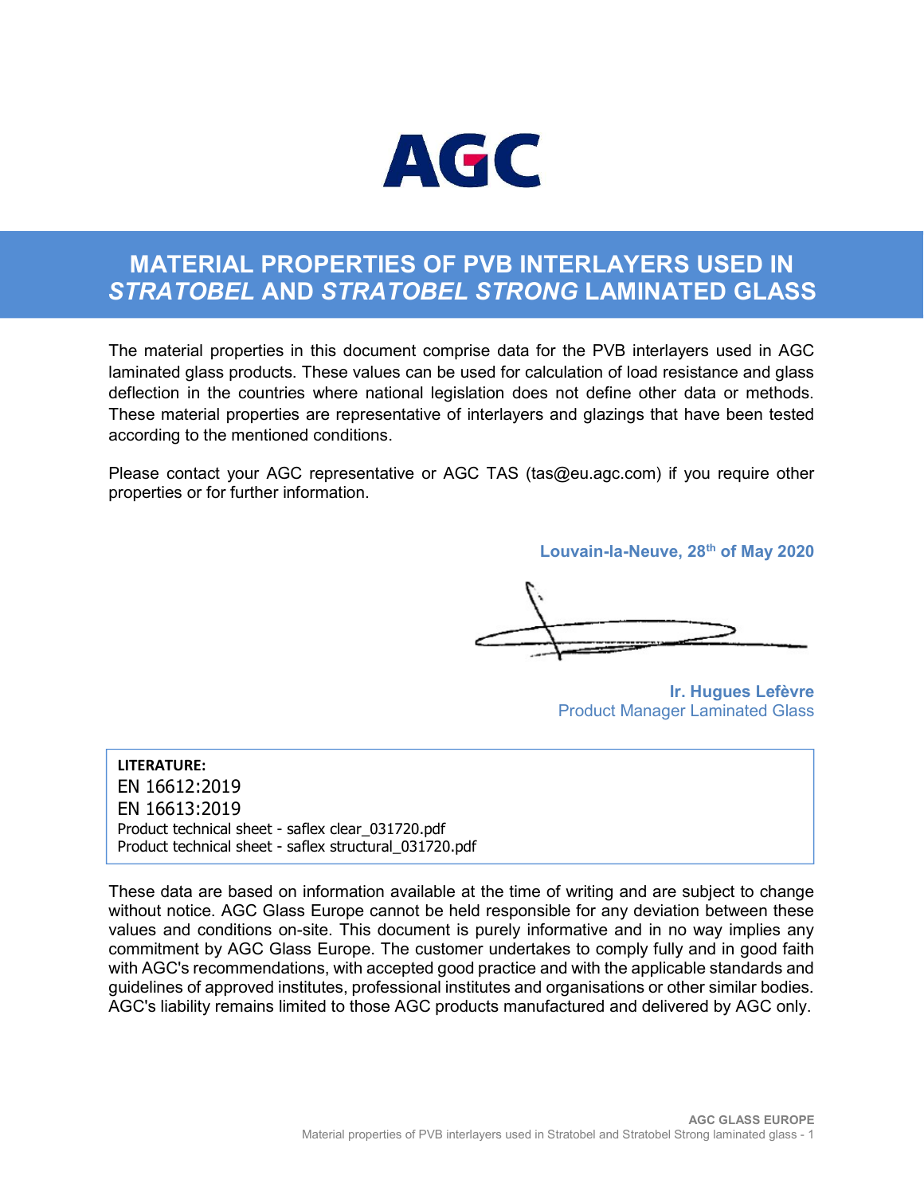AGC

# MATERIAL PROPERTIES OF PVB INTERLAYERS USED IN *STRATOBEL* AND *STRATOBEL STRONG* LAMINATED GLASS

The material properties in this document comprise data for the PVB interlayers used in AGC laminated glass products. These values can be used for calculation of load resistance and glass deflection in the countries where national legislation does not define other data or methods. These material properties are representative of interlayers and glazings that have been tested according to the mentioned conditions.

Please contact your AGC representative or AGC TAS (tas@eu.agc.com) if you require other properties or for further information.

**Louvain-la-Neuve, 28th of May 2020**

**Ir. Hugues Lefèvre**
Product Manager Laminated Glass

**LITERATURE:**
EN 16612:2019
EN 16613:2019
Product technical sheet - saflex clear_031720.pdf
Product technical sheet - saflex structural_031720.pdf

These data are based on information available at the time of writing and are subject to change without notice. AGC Glass Europe cannot be held responsible for any deviation between these values and conditions on-site. This document is purely informative and in no way implies any commitment by AGC Glass Europe. The customer undertakes to comply fully and in good faith with AGC's recommendations, with accepted good practice and with the applicable standards and guidelines of approved institutes, professional institutes and organisations or other similar bodies. AGC's liability remains limited to those AGC products manufactured and delivered by AGC only.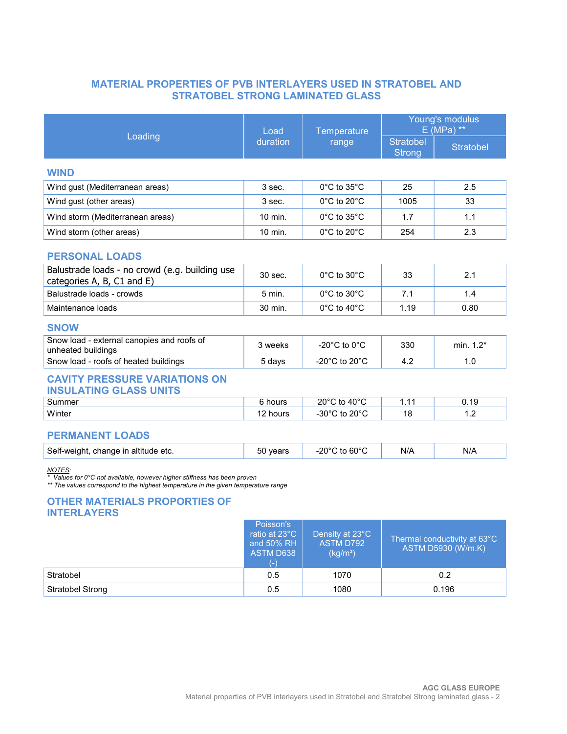# MATERIAL PROPERTIES OF PVB INTERLAYERS USED IN STRATOBEL AND STRATOBEL STRONG LAMINATED GLASS

| Loading | Load duration | Temperature range | Young's modulus E (MPa) ** | |
|---|---|---|---|---|
| | | | Stratobel Strong | Stratobel |
| **WIND** | | | | |
| Wind gust (Mediterranean areas) | 3 sec. | 0°C to 35°C | 25 | 2.5 |
| Wind gust (other areas) | 3 sec. | 0°C to 20°C | 1005 | 33 |
| Wind storm (Mediterranean areas) | 10 min. | 0°C to 35°C | 1.7 | 1.1 |
| Wind storm (other areas) | 10 min. | 0°C to 20°C | 254 | 2.3 |
| **PERSONAL LOADS** | | | | |
| Balustrade loads - no crowd (e.g. building use categories A, B, C1 and E) | 30 sec. | 0°C to 30°C | 33 | 2.1 |
| Balustrade loads - crowds | 5 min. | 0°C to 30°C | 7.1 | 1.4 |
| Maintenance loads | 30 min. | 0°C to 40°C | 1.19 | 0.80 |
| **SNOW** | | | | |
| Snow load - external canopies and roofs of unheated buildings | 3 weeks | -20°C to 0°C | 330 | min. 1.2* |
| Snow load - roofs of heated buildings | 5 days | -20°C to 20°C | 4.2 | 1.0 |
| **CAVITY PRESSURE VARIATIONS ON INSULATING GLASS UNITS** | | | | |
| Summer | 6 hours | 20°C to 40°C | 1.11 | 0.19 |
| Winter | 12 hours | -30°C to 20°C | 18 | 1.2 |
| **PERMANENT LOADS** | | | | |
| Self-weight, change in altitude etc. | 50 years | -20°C to 60°C | N/A | N/A |

<u>NOTES</u>:

*\* Values for 0°C not available, however higher stiffness has been proven*

*\*\* The values correspond to the highest temperature in the given temperature range*

## OTHER MATERIALS PROPORTIES OF INTERLAYERS

| | Poisson's ratio at 23°C and 50% RH ASTM D638 (-) | Density at 23°C ASTM D792 (kg/m³) | Thermal conductivity at 63°C ASTM D5930 (W/m.K) |
|---|---|---|---|
| Stratobel | 0.5 | 1070 | 0.2 |
| Stratobel Strong | 0.5 | 1080 | 0.196 |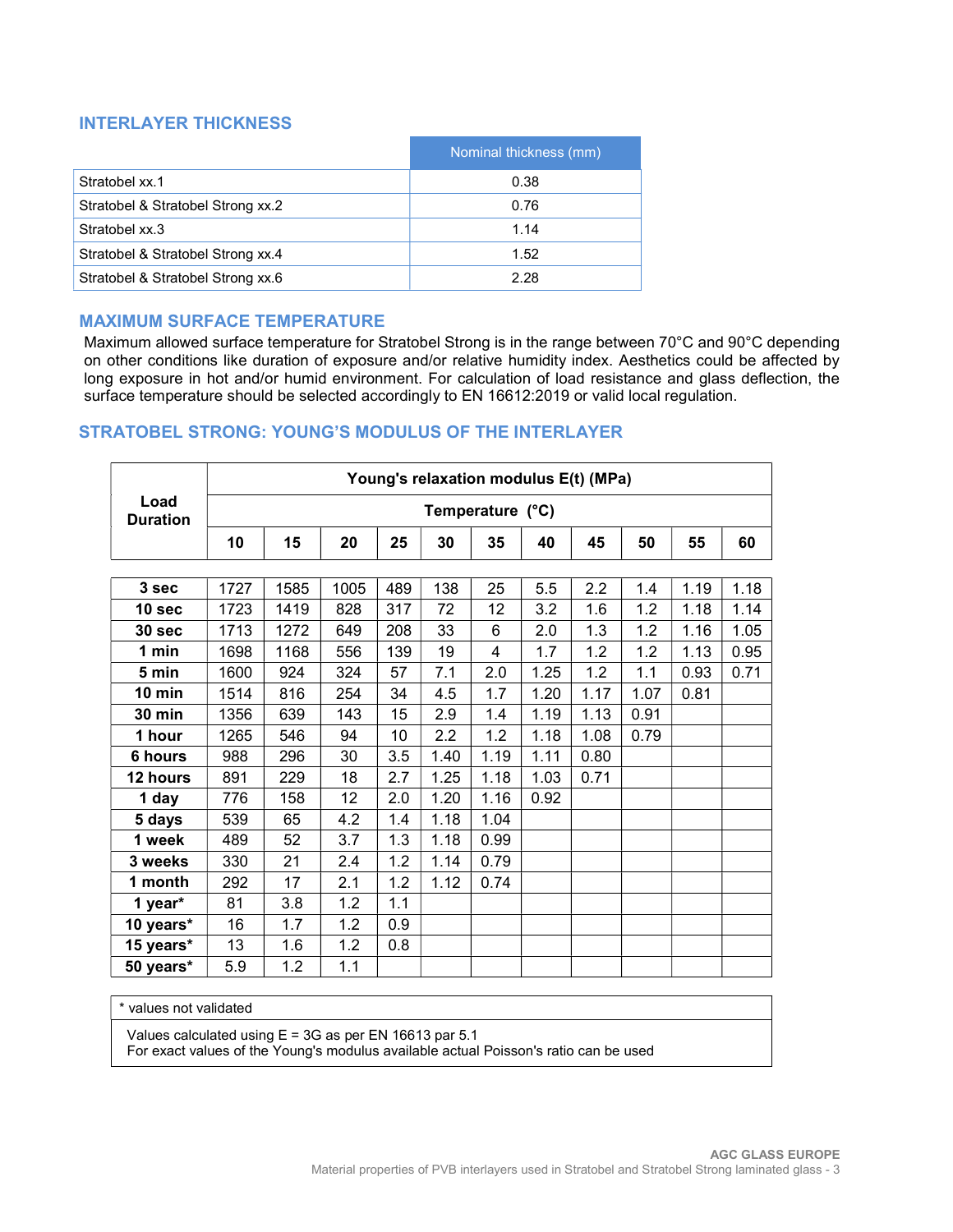## INTERLAYER THICKNESS

| | Nominal thickness (mm) |
|---|---|
| Stratobel xx.1 | 0.38 |
| Stratobel & Stratobel Strong xx.2 | 0.76 |
| Stratobel xx.3 | 1.14 |
| Stratobel & Stratobel Strong xx.4 | 1.52 |
| Stratobel & Stratobel Strong xx.6 | 2.28 |

## MAXIMUM SURFACE TEMPERATURE

Maximum allowed surface temperature for Stratobel Strong is in the range between 70°C and 90°C depending on other conditions like duration of exposure and/or relative humidity index. Aesthetics could be affected by long exposure in hot and/or humid environment. For calculation of load resistance and glass deflection, the surface temperature should be selected accordingly to EN 16612:2019 or valid local regulation.

## STRATOBEL STRONG: YOUNG'S MODULUS OF THE INTERLAYER

| Load Duration | Young's relaxation modulus E(t) (MPa) | | | | | | | | | | |
|---|---|---|---|---|---|---|---|---|---|---|---|
| | Temperature (°C) | | | | | | | | | | |
| | 10 | 15 | 20 | 25 | 30 | 35 | 40 | 45 | 50 | 55 | 60 |
| **3 sec** | 1727 | 1585 | 1005 | 489 | 138 | 25 | 5.5 | 2.2 | 1.4 | 1.19 | 1.18 |
| **10 sec** | 1723 | 1419 | 828 | 317 | 72 | 12 | 3.2 | 1.6 | 1.2 | 1.18 | 1.14 |
| **30 sec** | 1713 | 1272 | 649 | 208 | 33 | 6 | 2.0 | 1.3 | 1.2 | 1.16 | 1.05 |
| **1 min** | 1698 | 1168 | 556 | 139 | 19 | 4 | 1.7 | 1.2 | 1.2 | 1.13 | 0.95 |
| **5 min** | 1600 | 924 | 324 | 57 | 7.1 | 2.0 | 1.25 | 1.2 | 1.1 | 0.93 | 0.71 |
| **10 min** | 1514 | 816 | 254 | 34 | 4.5 | 1.7 | 1.20 | 1.17 | 1.07 | 0.81 | |
| **30 min** | 1356 | 639 | 143 | 15 | 2.9 | 1.4 | 1.19 | 1.13 | 0.91 | | |
| **1 hour** | 1265 | 546 | 94 | 10 | 2.2 | 1.2 | 1.18 | 1.08 | 0.79 | | |
| **6 hours** | 988 | 296 | 30 | 3.5 | 1.40 | 1.19 | 1.11 | 0.80 | | | |
| **12 hours** | 891 | 229 | 18 | 2.7 | 1.25 | 1.18 | 1.03 | 0.71 | | | |
| **1 day** | 776 | 158 | 12 | 2.0 | 1.20 | 1.16 | 0.92 | | | | |
| **5 days** | 539 | 65 | 4.2 | 1.4 | 1.18 | 1.04 | | | | | |
| **1 week** | 489 | 52 | 3.7 | 1.3 | 1.18 | 0.99 | | | | | |
| **3 weeks** | 330 | 21 | 2.4 | 1.2 | 1.14 | 0.79 | | | | | |
| **1 month** | 292 | 17 | 2.1 | 1.2 | 1.12 | 0.74 | | | | | |
| **1 year*** | 81 | 3.8 | 1.2 | 1.1 | | | | | | | |
| **10 years*** | 16 | 1.7 | 1.2 | 0.9 | | | | | | | |
| **15 years*** | 13 | 1.6 | 1.2 | 0.8 | | | | | | | |
| **50 years*** | 5.9 | 1.2 | 1.1 | | | | | | | | |

* values not validated

Values calculated using E = 3G as per EN 16613 par 5.1
For exact values of the Young's modulus available actual Poisson's ratio can be used